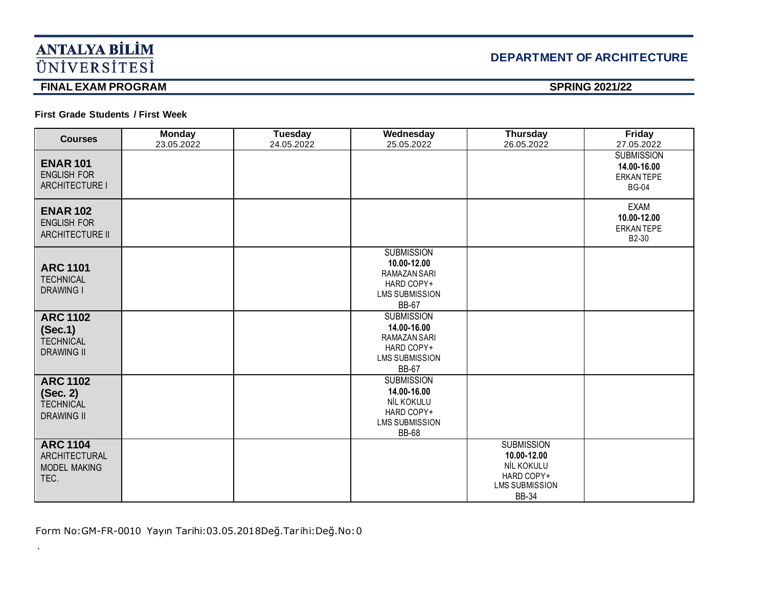# ANTALYA BİLİM ÜNİVERSİTESİ

## DEPARTMENT OF ARCHITECTURE

**FINAL EXAM PROGRAM** **SPRING 2021/22**

**First Grade Students / First Week**

| Courses | Monday 23.05.2022 | Tuesday 24.05.2022 | Wednesday 25.05.2022 | Thursday 26.05.2022 | Friday 27.05.2022 |
|---|---|---|---|---|---|
| **ENAR 101** ENGLISH FOR ARCHITECTURE I | | | | | SUBMISSION **14.00-16.00** ERKAN TEPE BG-04 |
| **ENAR 102** ENGLISH FOR ARCHITECTURE II | | | | | EXAM **10.00-12.00** ERKAN TEPE B2-30 |
| **ARC 1101** TECHNICAL DRAWING I | | | SUBMISSION **10.00-12.00** RAMAZAN SARI HARD COPY+ LMS SUBMISSION BB-67 | | |
| **ARC 1102 (Sec.1)** TECHNICAL DRAWING II | | | SUBMISSION **14.00-16.00** RAMAZAN SARI HARD COPY+ LMS SUBMISSION BB-67 | | |
| **ARC 1102 (Sec. 2)** TECHNICAL DRAWING II | | | SUBMISSION **14.00-16.00** NİL KOKULU HARD COPY+ LMS SUBMISSION BB-68 | | |
| **ARC 1104** ARCHITECTURAL MODEL MAKING TEC. | | | | SUBMISSION **10.00-12.00** NİL KOKULU HARD COPY+ LMS SUBMISSION BB-34 | |

Form No:GM-FR-0010 Yayın Tarihi:03.05.2018Değ.Tarihi:Değ.No:0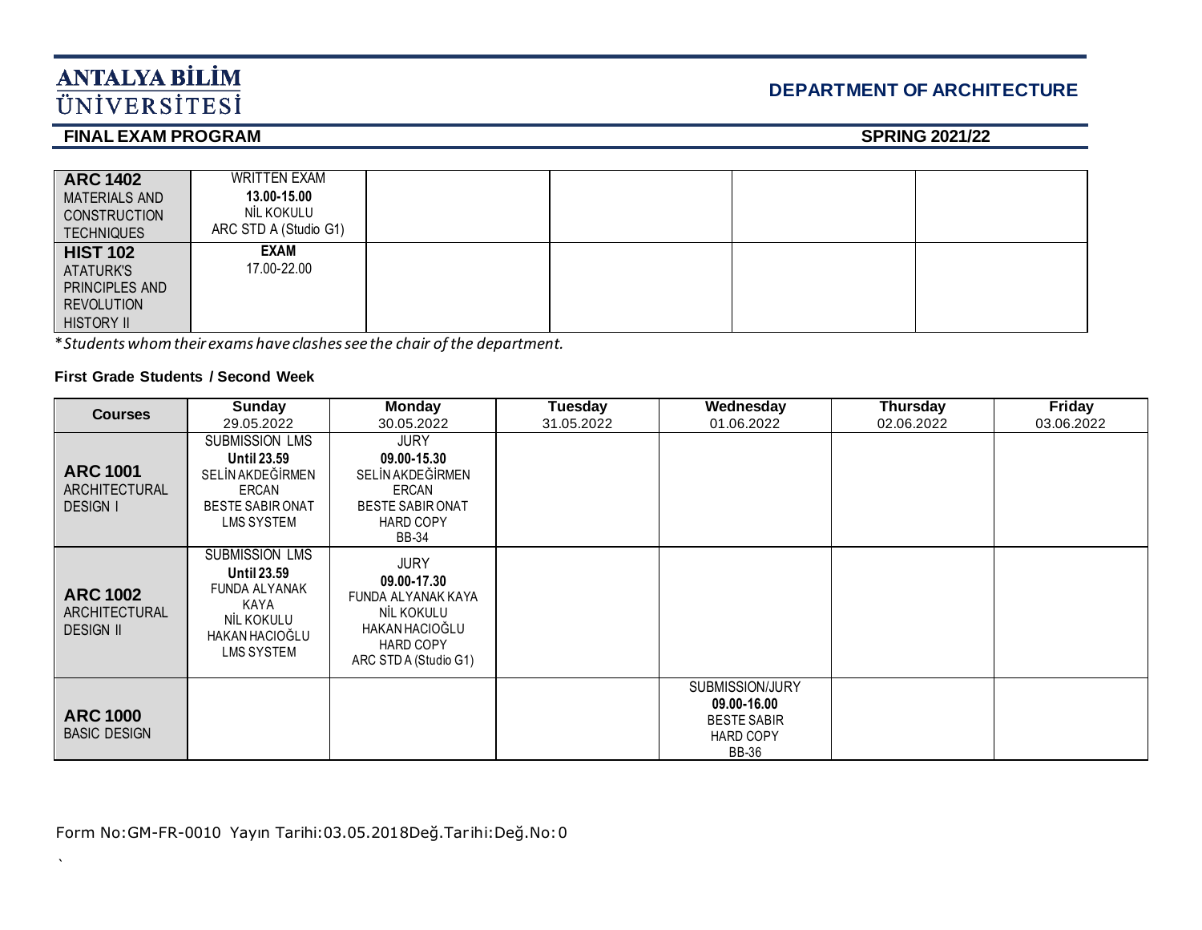# ANTALYA BİLİM ÜNİVERSİTESİ

## DEPARTMENT OF ARCHITECTURE

**FINAL EXAM PROGRAM** **SPRING 2021/22**

| | | | | | |
|---|---|---|---|---|---|
| **ARC 1402** MATERIALS AND CONSTRUCTION TECHNIQUES | WRITTEN EXAM **13.00-15.00** NİL KOKULU ARC STD A (Studio G1) | | | | |
| **HIST 102** ATATURK'S PRINCIPLES AND REVOLUTION HISTORY II | **EXAM** 17.00-22.00 | | | | |

**Students whom their exams have clashes see the chair of the department.*

**First Grade Students / Second Week**

| Courses | Sunday 29.05.2022 | Monday 30.05.2022 | Tuesday 31.05.2022 | Wednesday 01.06.2022 | Thursday 02.06.2022 | Friday 03.06.2022 |
|---|---|---|---|---|---|---|
| **ARC 1001** ARCHITECTURAL DESIGN I | SUBMISSION LMS **Until 23.59** SELİN AKDEĞİRMEN ERCAN BESTE SABIR ONAT LMS SYSTEM | JURY **09.00-15.30** SELİN AKDEĞİRMEN ERCAN BESTE SABIR ONAT HARD COPY BB-34 | | | | |
| **ARC 1002** ARCHITECTURAL DESIGN II | SUBMISSION LMS **Until 23.59** FUNDA ALYANAK KAYA NİL KOKULU HAKAN HACIOĞLU LMS SYSTEM | JURY **09.00-17.30** FUNDA ALYANAK KAYA NİL KOKULU HAKAN HACIOĞLU HARD COPY ARC STD A (Studio G1) | | | | |
| **ARC 1000** BASIC DESIGN | | | | SUBMISSION/JURY **09.00-16.00** BESTE SABIR HARD COPY BB-36 | | |

Form No:GM-FR-0010 Yayın Tarihi:03.05.2018Değ.Tarihi:Değ.No:0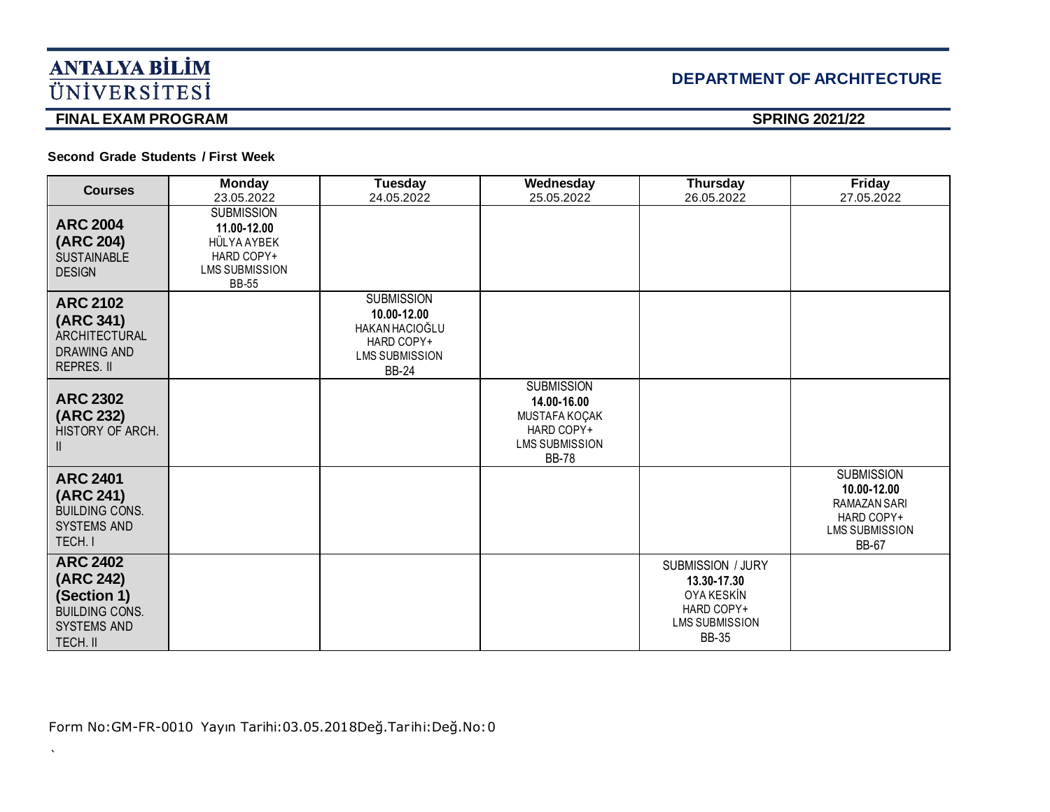# ANTALYA BİLİM ÜNİVERSİTESİ

## DEPARTMENT OF ARCHITECTURE

**FINAL EXAM PROGRAM** **SPRING 2021/22**

**Second Grade Students / First Week**

| Courses | Monday 23.05.2022 | Tuesday 24.05.2022 | Wednesday 25.05.2022 | Thursday 26.05.2022 | Friday 27.05.2022 |
|---|---|---|---|---|---|
| **ARC 2004 (ARC 204)** SUSTAINABLE DESIGN | SUBMISSION **11.00-12.00** HÜLYA AYBEK HARD COPY+ LMS SUBMISSION BB-55 | | | | |
| **ARC 2102 (ARC 341)** ARCHITECTURAL DRAWING AND REPRES. II | | SUBMISSION **10.00-12.00** HAKAN HACIOĞLU HARD COPY+ LMS SUBMISSION BB-24 | | | |
| **ARC 2302 (ARC 232)** HISTORY OF ARCH. II | | | SUBMISSION **14.00-16.00** MUSTAFA KOÇAK HARD COPY+ LMS SUBMISSION BB-78 | | |
| **ARC 2401 (ARC 241)** BUILDING CONS. SYSTEMS AND TECH. I | | | | | SUBMISSION **10.00-12.00** RAMAZAN SARI HARD COPY+ LMS SUBMISSION BB-67 |
| **ARC 2402 (ARC 242) (Section 1)** BUILDING CONS. SYSTEMS AND TECH. II | | | | SUBMISSION / JURY **13.30-17.30** OYA KESKİN HARD COPY+ LMS SUBMISSION BB-35 | |

Form No:GM-FR-0010 Yayın Tarihi:03.05.2018Değ.Tarihi:Değ.No:0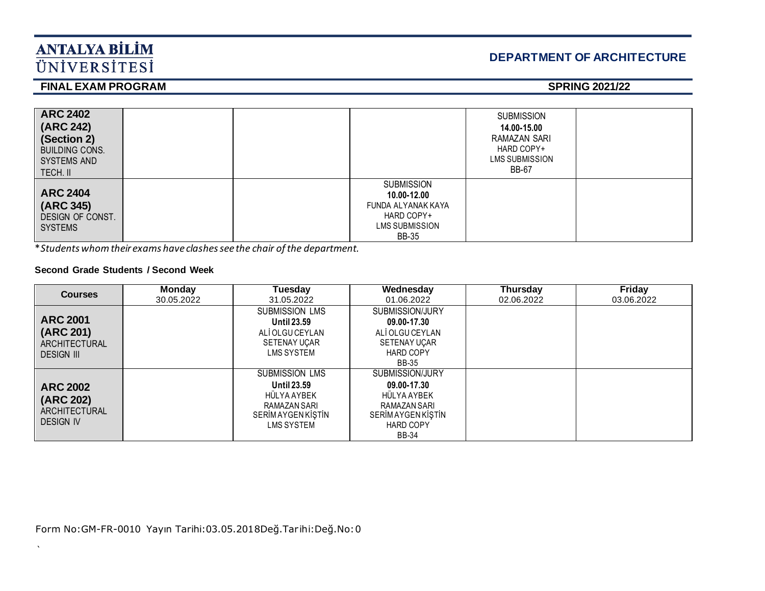# ANTALYA BİLİM ÜNİVERSİTESİ

## DEPARTMENT OF ARCHITECTURE

**FINAL EXAM PROGRAM** **SPRING 2021/22**

| | | | | | |
|---|---|---|---|---|---|
| **ARC 2402 (ARC 242) (Section 2)** BUILDING CONS. SYSTEMS AND TECH. II | | | | SUBMISSION **14.00-15.00** RAMAZAN SARI HARD COPY+ LMS SUBMISSION BB-67 | |
| **ARC 2404 (ARC 345)** DESIGN OF CONST. SYSTEMS | | | SUBMISSION **10.00-12.00** FUNDA ALYANAK KAYA HARD COPY+ LMS SUBMISSION BB-35 | | |

**Students whom their exams have clashes see the chair of the department.*

**Second Grade Students / Second Week**

| Courses | Monday 30.05.2022 | Tuesday 31.05.2022 | Wednesday 01.06.2022 | Thursday 02.06.2022 | Friday 03.06.2022 |
|---|---|---|---|---|---|
| **ARC 2001 (ARC 201)** ARCHITECTURAL DESIGN III | | SUBMISSION LMS **Until 23.59** ALİ OLGU CEYLAN SETENAY UÇAR LMS SYSTEM | SUBMISSION/JURY **09.00-17.30** ALİ OLGU CEYLAN SETENAY UÇAR HARD COPY BB-35 | | |
| **ARC 2002 (ARC 202)** ARCHITECTURAL DESIGN IV | | SUBMISSION LMS **Until 23.59** HÜLYA AYBEK RAMAZAN SARI SERİM AYGEN KİŞTİN LMS SYSTEM | SUBMISSION/JURY **09.00-17.30** HÜLYA AYBEK RAMAZAN SARI SERİM AYGEN KİŞTİN HARD COPY BB-34 | | |

Form No:GM-FR-0010 Yayın Tarihi:03.05.2018Değ.Tarihi:Değ.No:0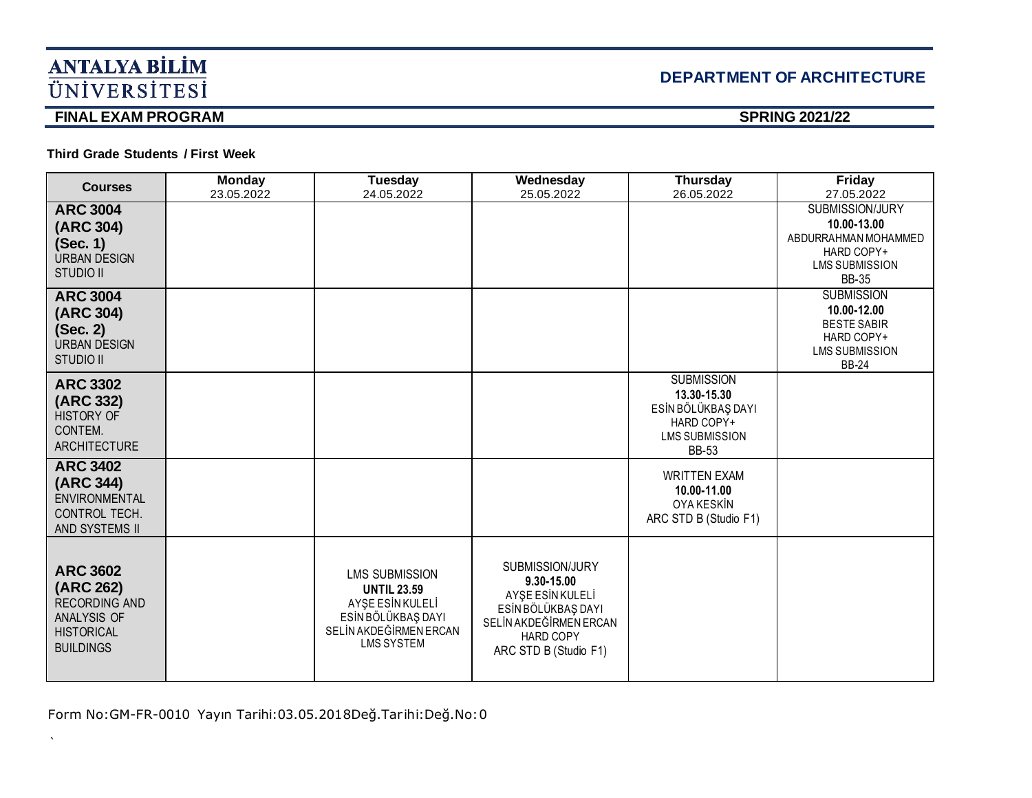# ANTALYA BİLİM ÜNİVERSİTESİ

## DEPARTMENT OF ARCHITECTURE

**FINAL EXAM PROGRAM** **SPRING 2021/22**

**Third Grade Students / First Week**

| Courses | Monday 23.05.2022 | Tuesday 24.05.2022 | Wednesday 25.05.2022 | Thursday 26.05.2022 | Friday 27.05.2022 |
|---|---|---|---|---|---|
| **ARC 3004 (ARC 304) (Sec. 1)** URBAN DESIGN STUDIO II | | | | | SUBMISSION/JURY **10.00-13.00** ABDURRAHMAN MOHAMMED HARD COPY+ LMS SUBMISSION BB-35 |
| **ARC 3004 (ARC 304) (Sec. 2)** URBAN DESIGN STUDIO II | | | | | SUBMISSION **10.00-12.00** BESTE SABIR HARD COPY+ LMS SUBMISSION BB-24 |
| **ARC 3302 (ARC 332)** HISTORY OF CONTEM. ARCHITECTURE | | | | SUBMISSION **13.30-15.30** ESİN BÖLÜKBAŞ DAYI HARD COPY+ LMS SUBMISSION BB-53 | |
| **ARC 3402 (ARC 344)** ENVIRONMENTAL CONTROL TECH. AND SYSTEMS II | | | | WRITTEN EXAM **10.00-11.00** OYA KESKİN ARC STD B (Studio F1) | |
| **ARC 3602 (ARC 262)** RECORDING AND ANALYSIS OF HISTORICAL BUILDINGS | | LMS SUBMISSION **UNTIL 23.59** AYŞE ESİN KULELİ ESİN BÖLÜKBAŞ DAYI SELİN AKDEĞİRMEN ERCAN LMS SYSTEM | SUBMISSION/JURY **9.30-15.00** AYŞE ESİN KULELİ ESİN BÖLÜKBAŞ DAYI SELİN AKDEĞİRMEN ERCAN HARD COPY ARC STD B (Studio F1) | | |

Form No:GM-FR-0010 Yayın Tarihi:03.05.2018Değ.Tarihi:Değ.No:0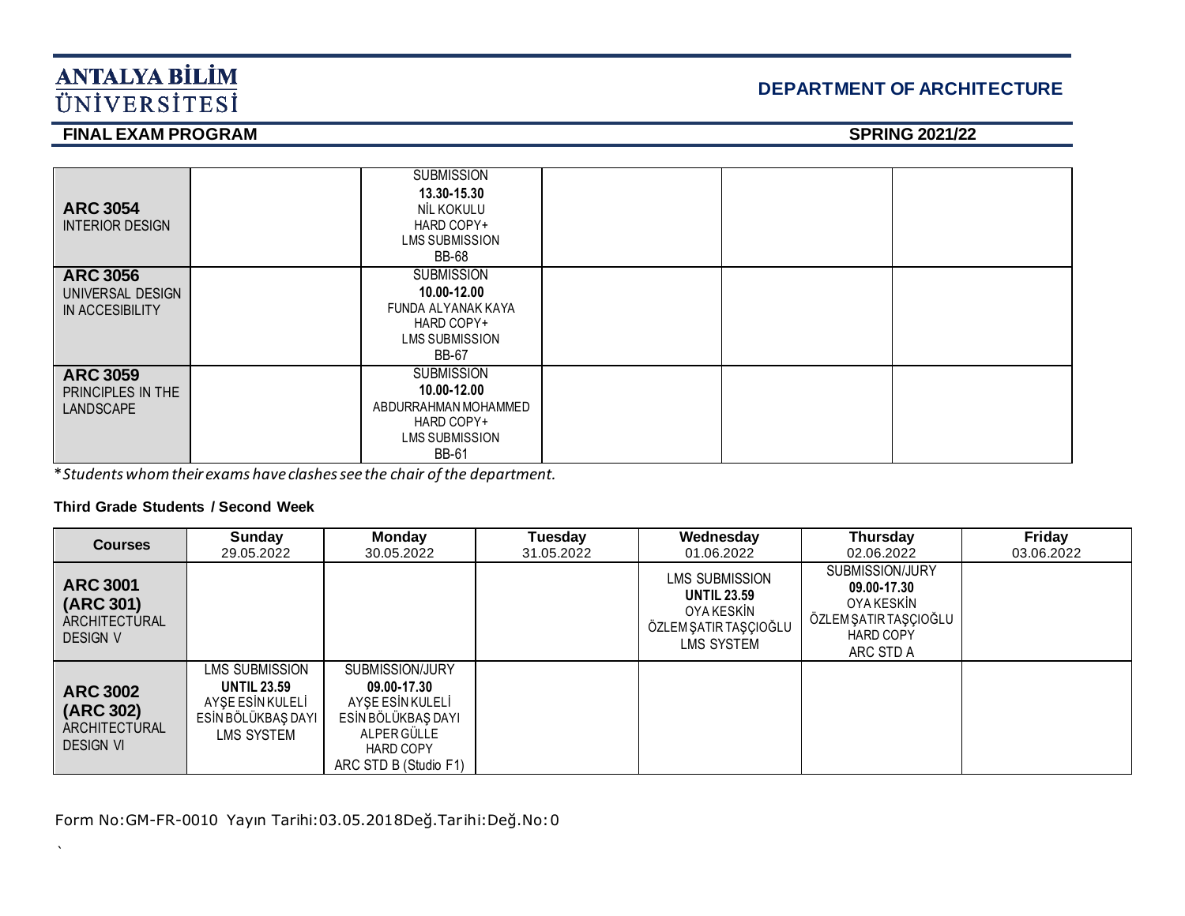| Courses | | | | | |
|---|---|---|---|---|---|
| **ARC 3054** INTERIOR DESIGN | | SUBMISSION **13.30-15.30** NİL KOKULU HARD COPY+ LMS SUBMISSION BB-68 | | | |
| **ARC 3056** UNIVERSAL DESIGN IN ACCESIBILITY | | SUBMISSION **10.00-12.00** FUNDA ALYANAK KAYA HARD COPY+ LMS SUBMISSION BB-67 | | | |
| **ARC 3059** PRINCIPLES IN THE LANDSCAPE | | SUBMISSION **10.00-12.00** ABDURRAHMAN MOHAMMED HARD COPY+ LMS SUBMISSION BB-61 | | | |

**Students whom their exams have clashes see the chair of the department.*

**Third Grade Students / Second Week**

| Courses | Sunday 29.05.2022 | Monday 30.05.2022 | Tuesday 31.05.2022 | Wednesday 01.06.2022 | Thursday 02.06.2022 | Friday 03.06.2022 |
|---|---|---|---|---|---|---|
| **ARC 3001 (ARC 301)** ARCHITECTURAL DESIGN V | | | | LMS SUBMISSION **UNTIL 23.59** OYA KESKİN ÖZLEM ŞATIR TAŞÇIOĞLU LMS SYSTEM | SUBMISSION/JURY **09.00-17.30** OYA KESKİN ÖZLEM ŞATIR TAŞÇIOĞLU HARD COPY ARC STD A | |
| **ARC 3002 (ARC 302)** ARCHITECTURAL DESIGN VI | LMS SUBMISSION **UNTIL 23.59** AYŞE ESİN KULELİ ESİN BÖLÜKBAŞ DAYI LMS SYSTEM | SUBMISSION/JURY **09.00-17.30** AYŞE ESİN KULELİ ESİN BÖLÜKBAŞ DAYI ALPER GÜLLE HARD COPY ARC STD B (Studio F1) | | | | |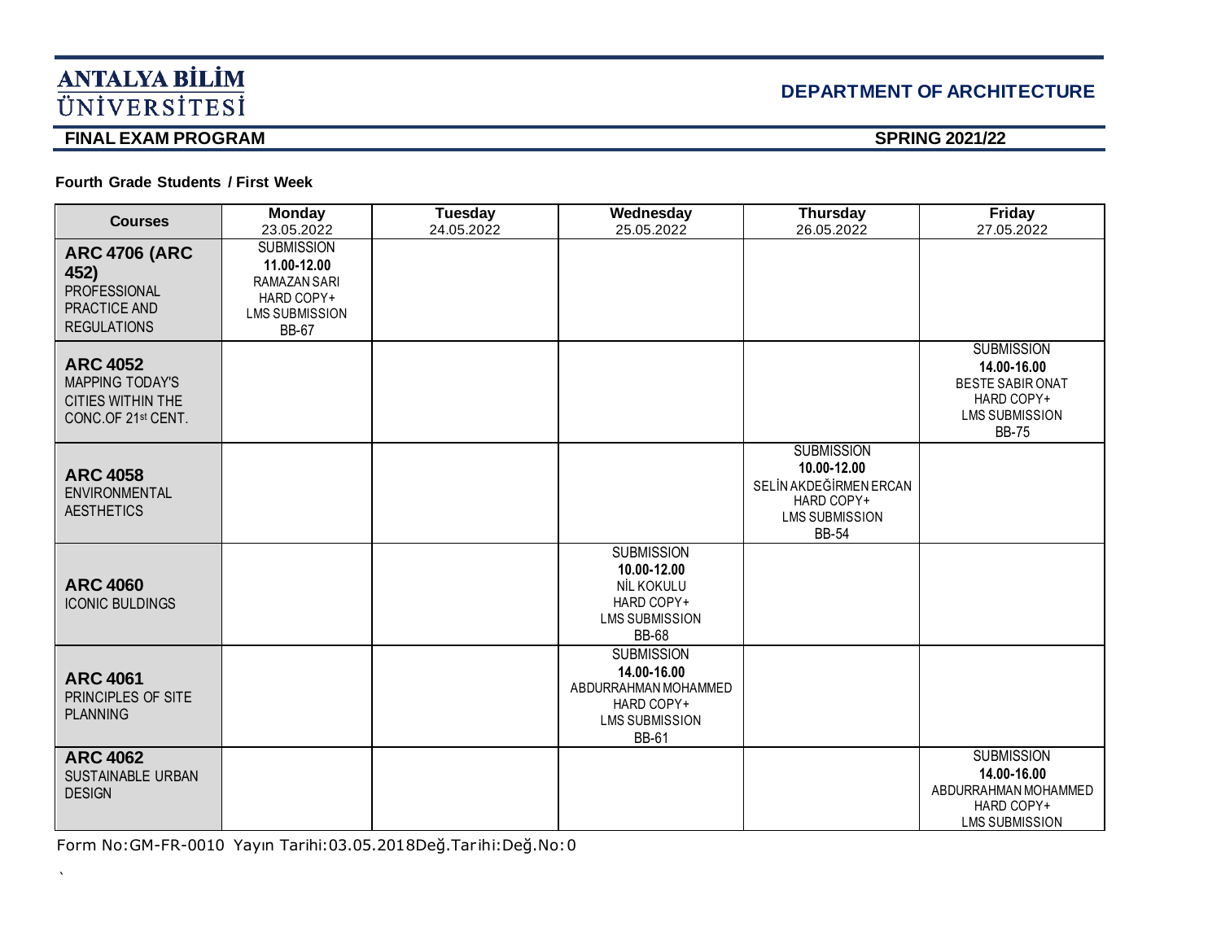**ANTALYA BİLİM ÜNİVERSİTESİ**

## DEPARTMENT OF ARCHITECTURE

**FINAL EXAM PROGRAM** **SPRING 2021/22**

**Fourth Grade Students / First Week**

| Courses | Monday 23.05.2022 | Tuesday 24.05.2022 | Wednesday 25.05.2022 | Thursday 26.05.2022 | Friday 27.05.2022 |
|---|---|---|---|---|---|
| **ARC 4706 (ARC 452)** PROFESSIONAL PRACTICE AND REGULATIONS | SUBMISSION **11.00-12.00** RAMAZAN SARI HARD COPY+ LMS SUBMISSION BB-67 | | | | |
| **ARC 4052** MAPPING TODAY'S CITIES WITHIN THE CONC.OF 21st CENT. | | | | | SUBMISSION **14.00-16.00** BESTE SABIR ONAT HARD COPY+ LMS SUBMISSION BB-75 |
| **ARC 4058** ENVIRONMENTAL AESTHETICS | | | | SUBMISSION **10.00-12.00** SELİN AKDEĞİRMEN ERCAN HARD COPY+ LMS SUBMISSION BB-54 | |
| **ARC 4060** ICONIC BULDINGS | | | SUBMISSION **10.00-12.00** NİL KOKULU HARD COPY+ LMS SUBMISSION BB-68 | | |
| **ARC 4061** PRINCIPLES OF SITE PLANNING | | | SUBMISSION **14.00-16.00** ABDURRAHMAN MOHAMMED HARD COPY+ LMS SUBMISSION BB-61 | | |
| **ARC 4062** SUSTAINABLE URBAN DESIGN | | | | | SUBMISSION **14.00-16.00** ABDURRAHMAN MOHAMMED HARD COPY+ LMS SUBMISSION |

Form No:GM-FR-0010 Yayın Tarihi:03.05.2018Değ.Tarihi:Değ.No:0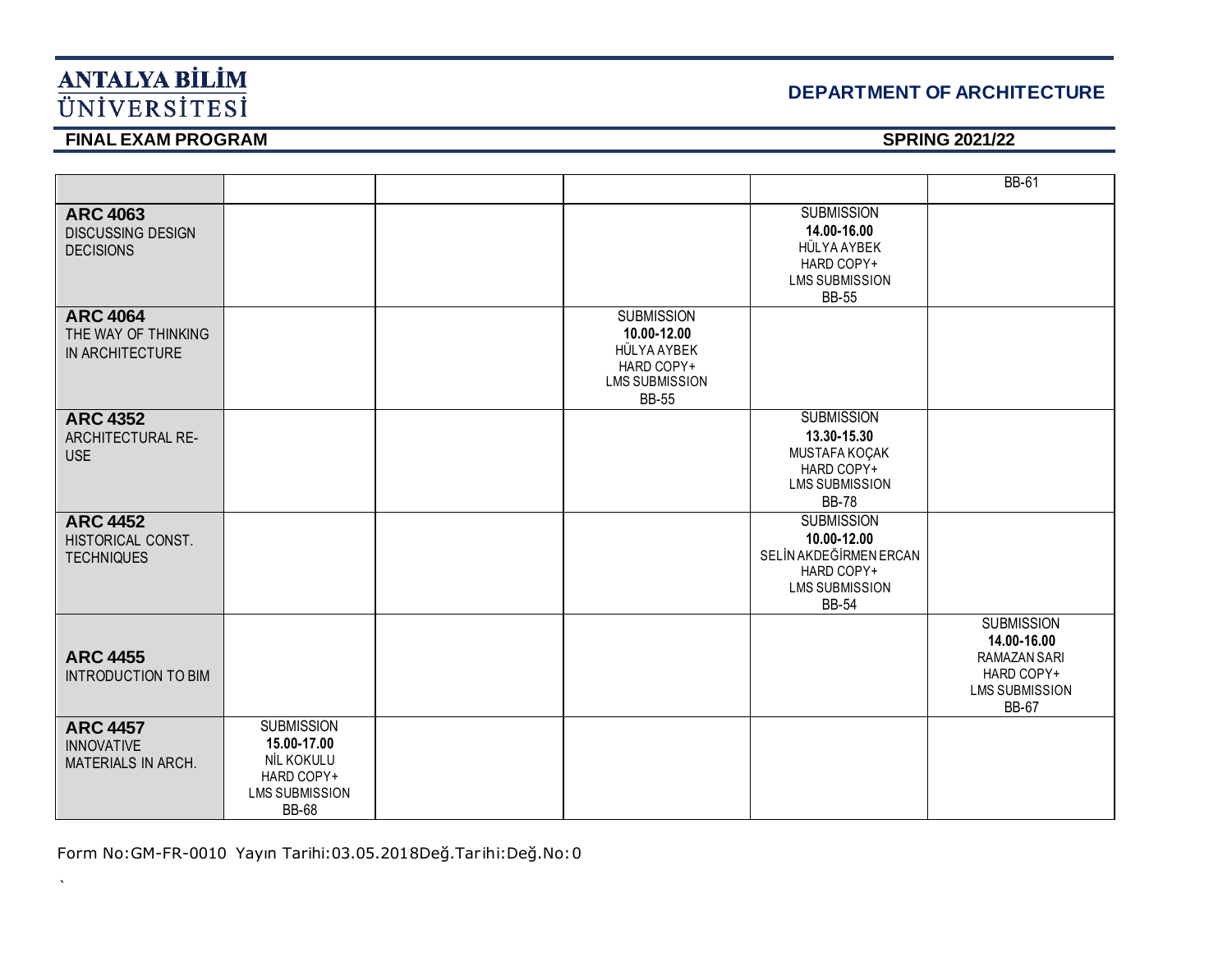# ANTALYA BİLİM ÜNİVERSİTESİ

## DEPARTMENT OF ARCHITECTURE

**FINAL EXAM PROGRAM** **SPRING 2021/22**

| | | | | | |
|---|---|---|---|---|---|
| | | | | | BB-61 |
| **ARC 4063** DISCUSSING DESIGN DECISIONS | | | | SUBMISSION **14.00-16.00** HÜLYA AYBEK HARD COPY+ LMS SUBMISSION BB-55 | |
| **ARC 4064** THE WAY OF THINKING IN ARCHITECTURE | | | SUBMISSION **10.00-12.00** HÜLYA AYBEK HARD COPY+ LMS SUBMISSION BB-55 | | |
| **ARC 4352** ARCHITECTURAL RE-USE | | | | SUBMISSION **13.30-15.30** MUSTAFA KOÇAK HARD COPY+ LMS SUBMISSION BB-78 | |
| **ARC 4452** HISTORICAL CONST. TECHNIQUES | | | | SUBMISSION **10.00-12.00** SELİN AKDEĞİRMEN ERCAN HARD COPY+ LMS SUBMISSION BB-54 | |
| **ARC 4455** INTRODUCTION TO BIM | | | | | SUBMISSION **14.00-16.00** RAMAZAN SARI HARD COPY+ LMS SUBMISSION BB-67 |
| **ARC 4457** INNOVATIVE MATERIALS IN ARCH. | SUBMISSION **15.00-17.00** NİL KOKULU HARD COPY+ LMS SUBMISSION BB-68 | | | | |

Form No:GM-FR-0010 Yayın Tarihi:03.05.2018Değ.Tarihi:Değ.No:0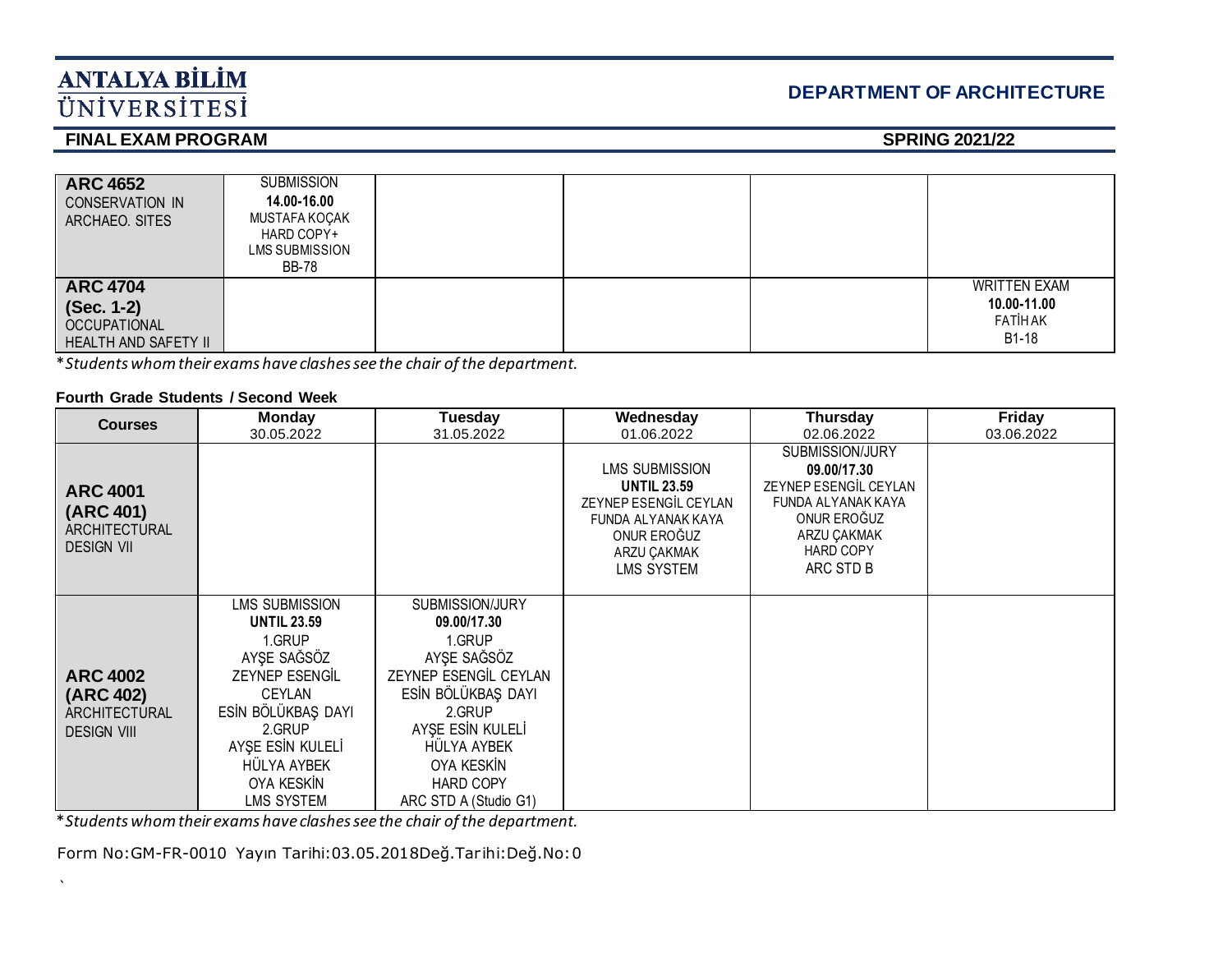# ANTALYA BİLİM ÜNİVERSİTESİ

## DEPARTMENT OF ARCHITECTURE

**FINAL EXAM PROGRAM** **SPRING 2021/22**

| | | | | | |
|---|---|---|---|---|---|
| **ARC 4652** CONSERVATION IN ARCHAEO. SITES | SUBMISSION **14.00-16.00** MUSTAFA KOÇAK HARD COPY+ LMS SUBMISSION BB-78 | | | | |
| **ARC 4704 (Sec. 1-2)** OCCUPATIONAL HEALTH AND SAFETY II | | | | | WRITTEN EXAM **10.00-11.00** FATİH AK B1-18 |

**Students whom their exams have clashes see the chair of the department.*

**Fourth Grade Students / Second Week**

| Courses | Monday 30.05.2022 | Tuesday 31.05.2022 | Wednesday 01.06.2022 | Thursday 02.06.2022 | Friday 03.06.2022 |
|---|---|---|---|---|---|
| **ARC 4001 (ARC 401)** ARCHITECTURAL DESIGN VII | | | LMS SUBMISSION **UNTIL 23.59** ZEYNEP ESENGİL CEYLAN FUNDA ALYANAK KAYA ONUR EROĞUZ ARZU ÇAKMAK LMS SYSTEM | SUBMISSION/JURY **09.00/17.30** ZEYNEP ESENGİL CEYLAN FUNDA ALYANAK KAYA ONUR EROĞUZ ARZU ÇAKMAK HARD COPY ARC STD B | |
| **ARC 4002 (ARC 402)** ARCHITECTURAL DESIGN VIII | LMS SUBMISSION **UNTIL 23.59** 1.GRUP AYŞE SAĞSÖZ ZEYNEP ESENGİL CEYLAN ESİN BÖLÜKBAŞ DAYI 2.GRUP AYŞE ESİN KULELİ HÜLYA AYBEK OYA KESKİN LMS SYSTEM | SUBMISSION/JURY **09.00/17.30** 1.GRUP AYŞE SAĞSÖZ ZEYNEP ESENGİL CEYLAN ESİN BÖLÜKBAŞ DAYI 2.GRUP AYŞE ESİN KULELİ HÜLYA AYBEK OYA KESKİN HARD COPY ARC STD A (Studio G1) | | | |

**Students whom their exams have clashes see the chair of the department.*

Form No:GM-FR-0010 Yayın Tarihi:03.05.2018Değ.Tarihi:Değ.No:0